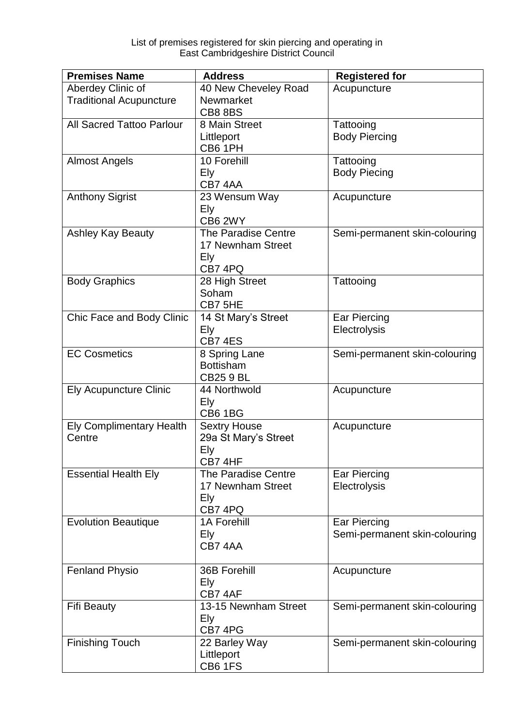List of premises registered for skin piercing and operating in East Cambridgeshire District Council

| Premises Name | Address | Registered for |
|---|---|---|
| Aberdey Clinic of Traditional Acupuncture | 40 New Cheveley Road<br>Newmarket<br>CB8 8BS | Acupuncture |
| All Sacred Tattoo Parlour | 8 Main Street<br>Littleport<br>CB6 1PH | Tattooing<br>Body Piercing |
| Almost Angels | 10 Forehill<br>Ely<br>CB7 4AA | Tattooing<br>Body Piecing |
| Anthony Sigrist | 23 Wensum Way<br>Ely<br>CB6 2WY | Acupuncture |
| Ashley Kay Beauty | The Paradise Centre<br>17 Newnham Street<br>Ely<br>CB7 4PQ | Semi-permanent skin-colouring |
| Body Graphics | 28 High Street<br>Soham<br>CB7 5HE | Tattooing |
| Chic Face and Body Clinic | 14 St Mary's Street<br>Ely<br>CB7 4ES | Ear Piercing<br>Electrolysis |
| EC Cosmetics | 8 Spring Lane<br>Bottisham<br>CB25 9 BL | Semi-permanent skin-colouring |
| Ely Acupuncture Clinic | 44 Northwold<br>Ely<br>CB6 1BG | Acupuncture |
| Ely Complimentary Health Centre | Sextry House<br>29a St Mary's Street<br>Ely<br>CB7 4HF | Acupuncture |
| Essential Health Ely | The Paradise Centre<br>17 Newnham Street<br>Ely<br>CB7 4PQ | Ear Piercing<br>Electrolysis |
| Evolution Beautique | 1A Forehill<br>Ely<br>CB7 4AA | Ear Piercing<br>Semi-permanent skin-colouring |
| Fenland Physio | 36B Forehill<br>Ely<br>CB7 4AF | Acupuncture |
| Fifi Beauty | 13-15 Newnham Street<br>Ely<br>CB7 4PG | Semi-permanent skin-colouring |
| Finishing Touch | 22 Barley Way<br>Littleport<br>CB6 1FS | Semi-permanent skin-colouring |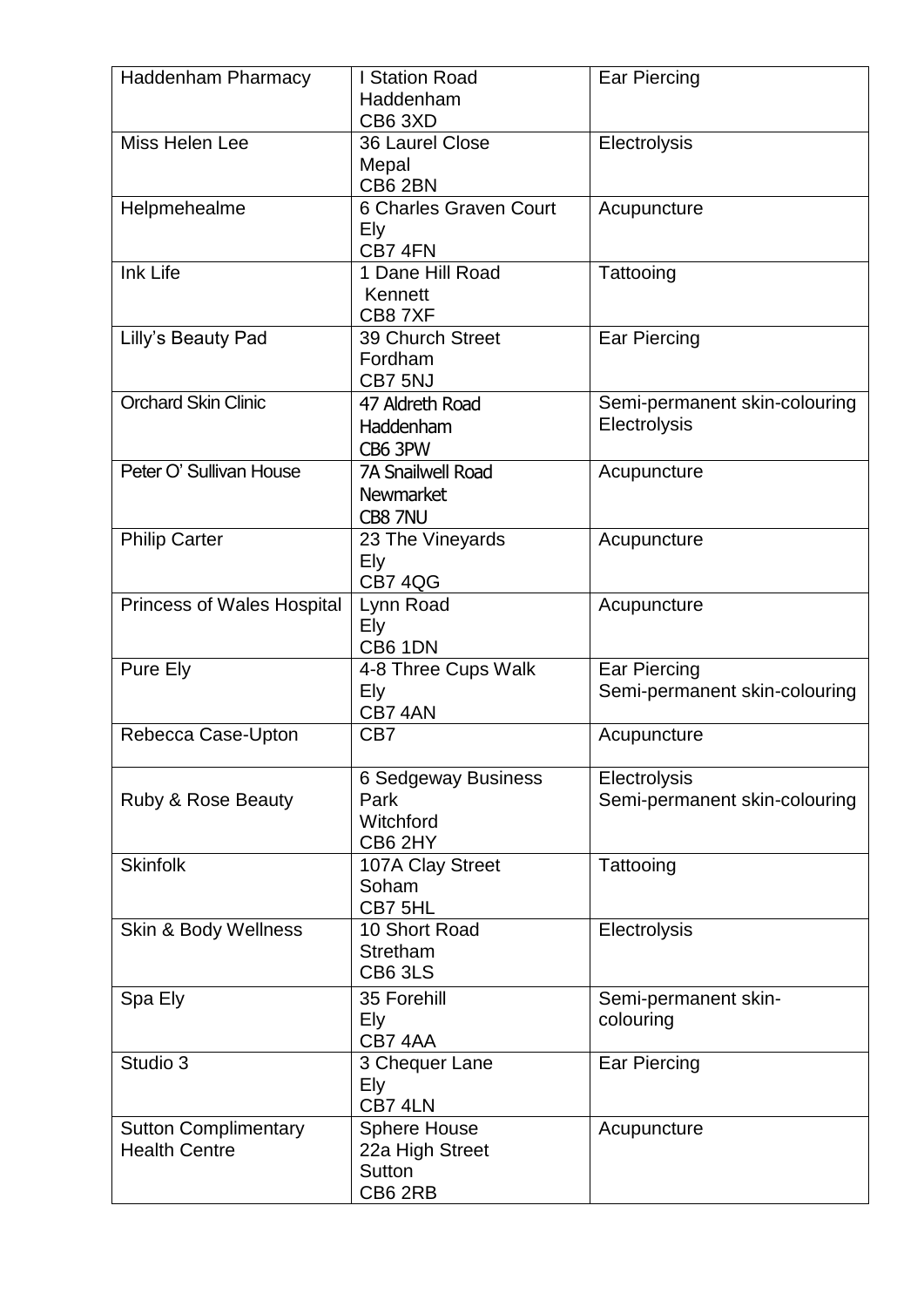| | | |
|---|---|---|
| Haddenham Pharmacy | I Station Road<br>Haddenham<br>CB6 3XD | Ear Piercing |
| Miss Helen Lee | 36 Laurel Close<br>Mepal<br>CB6 2BN | Electrolysis |
| Helpmehealme | 6 Charles Graven Court<br>Ely<br>CB7 4FN | Acupuncture |
| Ink Life | 1 Dane Hill Road<br>Kennett<br>CB8 7XF | Tattooing |
| Lilly's Beauty Pad | 39 Church Street<br>Fordham<br>CB7 5NJ | Ear Piercing |
| Orchard Skin Clinic | 47 Aldreth Road<br>Haddenham<br>CB6 3PW | Semi-permanent skin-colouring<br>Electrolysis |
| Peter O' Sullivan House | 7A Snailwell Road<br>Newmarket<br>CB8 7NU | Acupuncture |
| Philip Carter | 23 The Vineyards<br>Ely<br>CB7 4QG | Acupuncture |
| Princess of Wales Hospital | Lynn Road<br>Ely<br>CB6 1DN | Acupuncture |
| Pure Ely | 4-8 Three Cups Walk<br>Ely<br>CB7 4AN | Ear Piercing<br>Semi-permanent skin-colouring |
| Rebecca Case-Upton | CB7 | Acupuncture |
| Ruby & Rose Beauty | 6 Sedgeway Business Park<br>Witchford<br>CB6 2HY | Electrolysis<br>Semi-permanent skin-colouring |
| Skinfolk | 107A Clay Street<br>Soham<br>CB7 5HL | Tattooing |
| Skin & Body Wellness | 10 Short Road<br>Stretham<br>CB6 3LS | Electrolysis |
| Spa Ely | 35 Forehill<br>Ely<br>CB7 4AA | Semi-permanent skin-colouring |
| Studio 3 | 3 Chequer Lane<br>Ely<br>CB7 4LN | Ear Piercing |
| Sutton Complimentary Health Centre | Sphere House<br>22a High Street<br>Sutton<br>CB6 2RB | Acupuncture |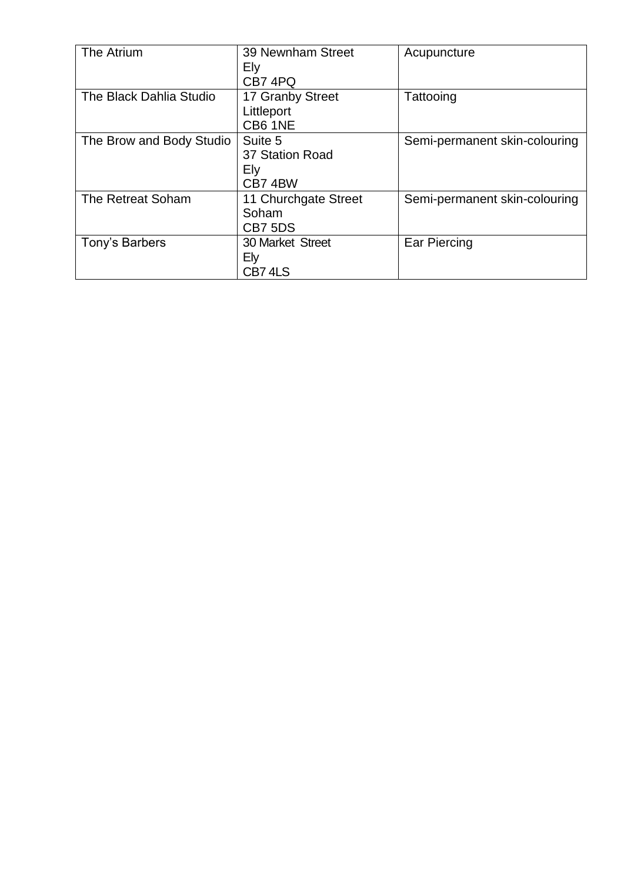| | | |
|---|---|---|
| The Atrium | 39 Newnham Street<br>Ely<br>CB7 4PQ | Acupuncture |
| The Black Dahlia Studio | 17 Granby Street<br>Littleport<br>CB6 1NE | Tattooing |
| The Brow and Body Studio | Suite 5<br>37 Station Road<br>Ely<br>CB7 4BW | Semi-permanent skin-colouring |
| The Retreat Soham | 11 Churchgate Street<br>Soham<br>CB7 5DS | Semi-permanent skin-colouring |
| Tony's Barbers | 30 Market Street<br>Ely<br>CB7 4LS | Ear Piercing |